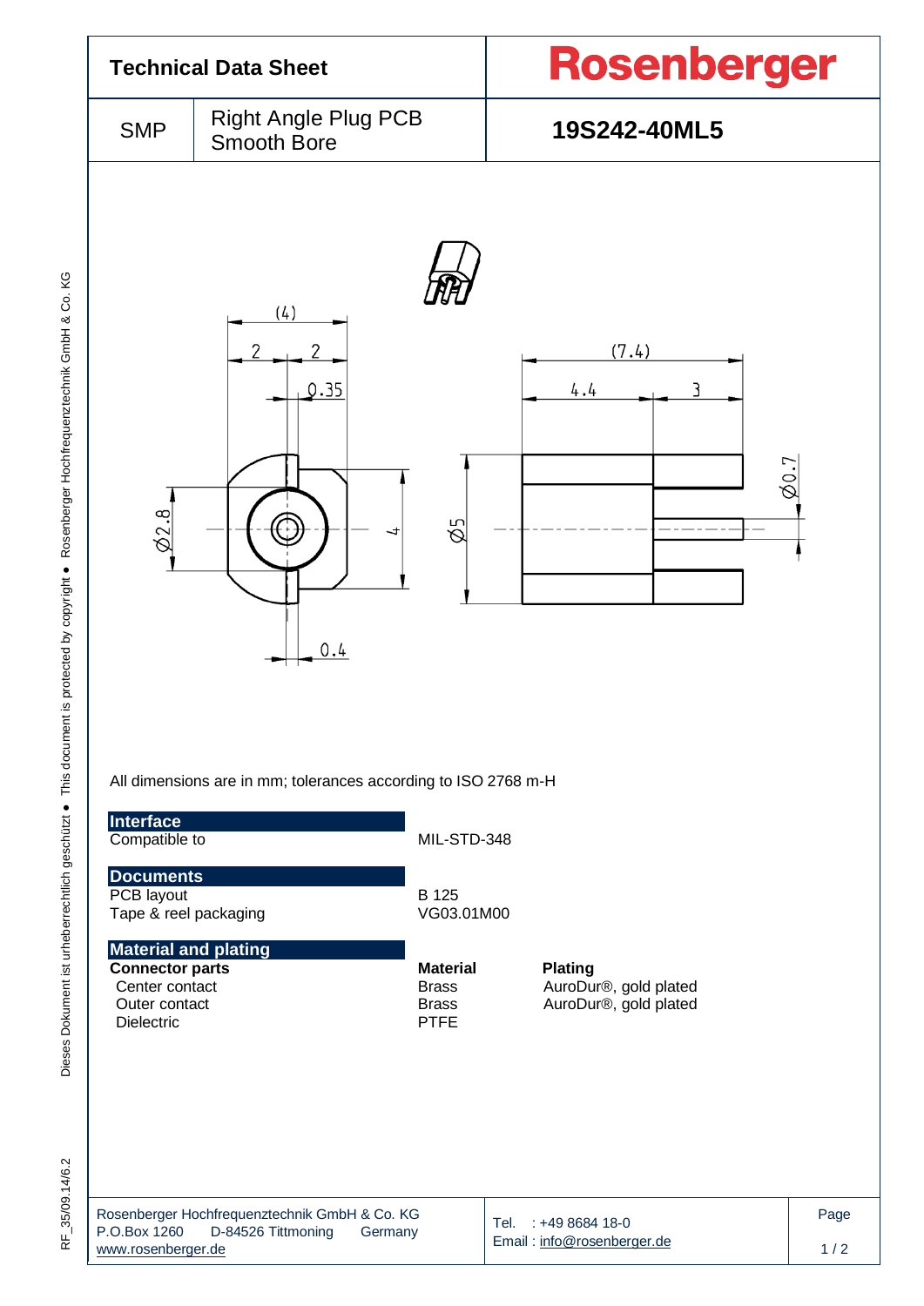# Technical Data Sheet

**Rosenberger**

| SMP | Right Angle Plug PCB Smooth Bore | **19S242-40ML5** |
|---|---|---|

All dimensions are in mm; tolerances according to ISO 2768 m-H

## Interface

| | |
|---|---|
| Compatible to | MIL-STD-348 |

## Documents

| | |
|---|---|
| PCB layout | B 125 |
| Tape & reel packaging | VG03.01M00 |

## Material and plating

| **Connector parts** | **Material** | **Plating** |
|---|---|---|
| Center contact | Brass | AuroDur®, gold plated |
| Outer contact | Brass | AuroDur®, gold plated |
| Dielectric | PTFE | |

Rosenberger Hochfrequenztechnik GmbH & Co. KG
P.O.Box 1260 D-84526 Tittmoning Germany
www.rosenberger.de

Tel. : +49 8684 18-0
Email : info@rosenberger.de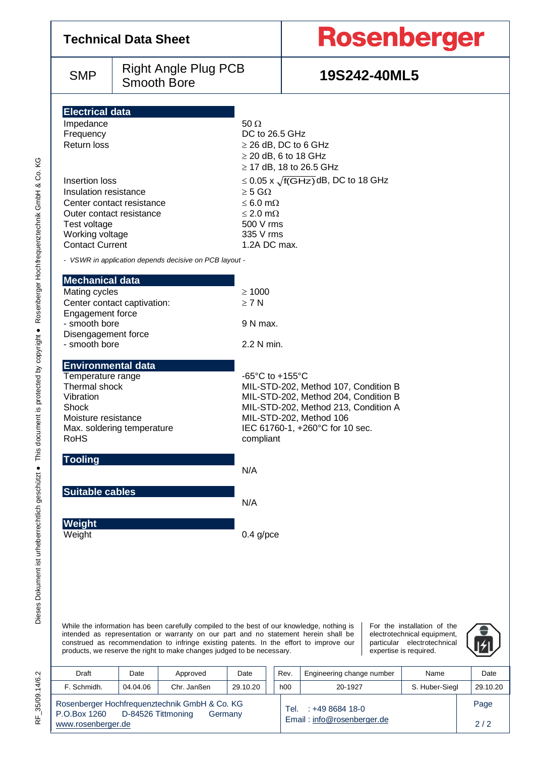# Technical Data Sheet

**Rosenberger**

| | | |
|---|---|---|
| SMP | Right Angle Plug PCB Smooth Bore | **19S242-40ML5** |

## Electrical data

| | |
|---|---|
| Impedance | 50 Ω |
| Frequency | DC to 26.5 GHz |
| Return loss | ≥ 26 dB, DC to 6 GHz<br>≥ 20 dB, 6 to 18 GHz<br>≥ 17 dB, 18 to 26.5 GHz |
| Insertion loss | $\leq 0.05 \times \sqrt{f(GHz)}$ dB, DC to 18 GHz |
| Insulation resistance | ≥ 5 GΩ |
| Center contact resistance | ≤ 6.0 mΩ |
| Outer contact resistance | ≤ 2.0 mΩ |
| Test voltage | 500 V rms |
| Working voltage | 335 V rms |
| Contact Current | 1.2A DC max. |

*- VSWR in application depends decisive on PCB layout -*

## Mechanical data

| | |
|---|---|
| Mating cycles | ≥ 1000 |
| Center contact captivation: | ≥ 7 N |
| Engagement force | |
| - smooth bore | 9 N max. |
| Disengagement force | |
| - smooth bore | 2.2 N min. |

## Environmental data

| | |
|---|---|
| Temperature range | -65°C to +155°C |
| Thermal shock | MIL-STD-202, Method 107, Condition B |
| Vibration | MIL-STD-202, Method 204, Condition B |
| Shock | MIL-STD-202, Method 213, Condition A |
| Moisture resistance | MIL-STD-202, Method 106 |
| Max. soldering temperature | IEC 61760-1, +260°C for 10 sec. |
| RoHS | compliant |

## Tooling

N/A

## Suitable cables

N/A

## Weight

| | |
|---|---|
| Weight | 0.4 g/pce |

While the information has been carefully compiled to the best of our knowledge, nothing is intended as representation or warranty on our part and no statement herein shall be construed as recommendation to infringe existing patents. In the effort to improve our products, we reserve the right to make changes judged to be necessary.

For the installation of the electrotechnical equipment, particular electrotechnical expertise is required.

| Draft | Date | Approved | Date | Rev. | Engineering change number | Name | Date |
|---|---|---|---|---|---|---|---|
| F. Schmidh. | 04.04.06 | Chr. Janßen | 29.10.20 | h00 | 20-1927 | S. Huber-Siegl | 29.10.20 |

Rosenberger Hochfrequenztechnik GmbH & Co. KG
P.O.Box 1260 D-84526 Tittmoning Germany
www.rosenberger.de

Tel. : +49 8684 18-0
Email : info@rosenberger.de

Dieses Dokument ist urheberrechtlich geschützt ● This document is protected by copyright ● Rosenberger Hochfrequenztechnik GmbH & Co. KG

RF_35/09.14/6.2